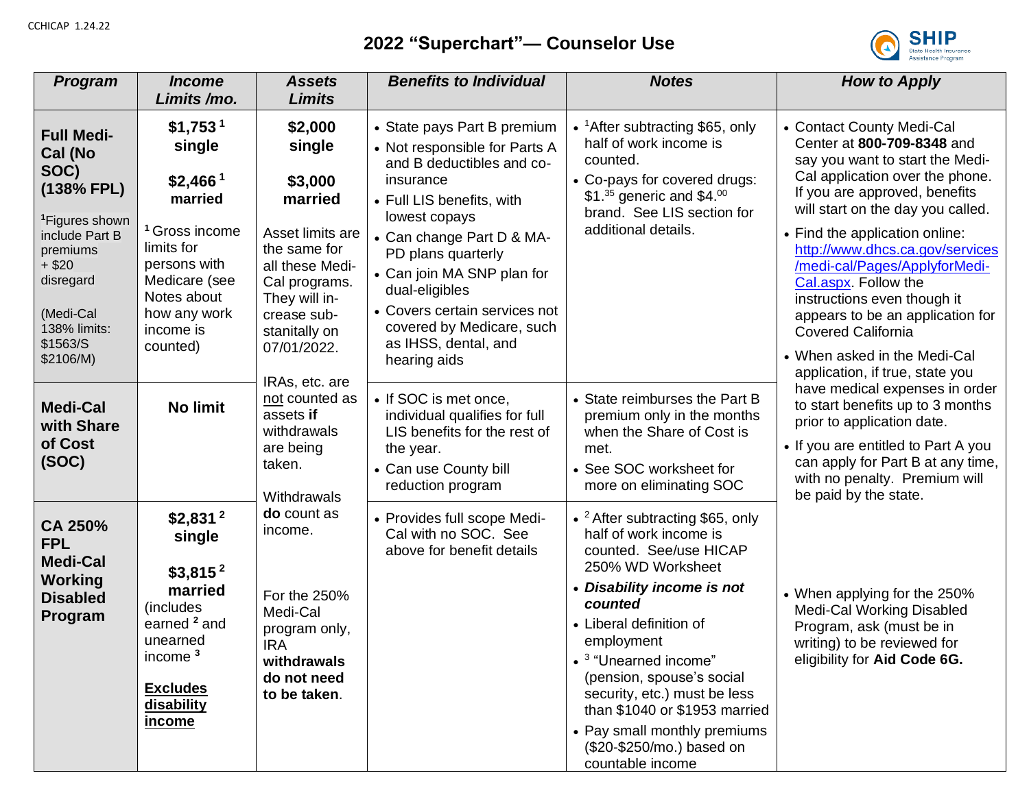CCHICAP 1.24.22

# 2022 "Superchart"— Counselor Use

| Program | Income Limits /mo. | Assets Limits | Benefits to Individual | Notes | How to Apply |
|---|---|---|---|---|---|
| **Full Medi-Cal (No SOC) (138% FPL)**<br><br>[1]Figures shown include Part B premiums + $20 disregard<br><br>(Medi-Cal 138% limits: $1563/S $2106/M) | **$1,753 [1] single**<br><br>**$2,466 [1] married**<br><br>[1] Gross income limits for persons with Medicare (see Notes about how any work income is counted) | **$2,000 single**<br><br>**$3,000 married**<br><br>Asset limits are the same for all these Medi-Cal programs. They will increase substantially on 07/01/2022.<br><br>IRAs, etc. are not counted as assets **if** withdrawals are being taken.<br><br>Withdrawals **do** count as income.<br><br>For the 250% Medi-Cal program only, IRA **withdrawals do not need to be taken**. | • State pays Part B premium<br>• Not responsible for Parts A and B deductibles and co-insurance<br>• Full LIS benefits, with lowest copays<br>• Can change Part D & MA-PD plans quarterly<br>• Can join MA SNP plan for dual-eligibles<br>• Covers certain services not covered by Medicare, such as IHSS, dental, and hearing aids | • [1]After subtracting $65, only half of work income is counted.<br>• Co-pays for covered drugs: $1.35 generic and $4.00 brand. See LIS section for additional details. | • Contact County Medi-Cal Center at **800-709-8348** and say you want to start the Medi-Cal application over the phone. If you are approved, benefits will start on the day you called.<br>• Find the application online: http://www.dhcs.ca.gov/services/medi-cal/Pages/ApplyforMedi-Cal.aspx. Follow the instructions even though it appears to be an application for Covered California<br>• When asked in the Medi-Cal application, if true, state you have medical expenses in order to start benefits up to 3 months prior to application date.<br>• If you are entitled to Part A you can apply for Part B at any time, with no penalty. Premium will be paid by the state. |
| **Medi-Cal with Share of Cost (SOC)** | **No limit** | | • If SOC is met once, individual qualifies for full LIS benefits for the rest of the year.<br>• Can use County bill reduction program | • State reimburses the Part B premium only in the months when the Share of Cost is met.<br>• See SOC worksheet for more on eliminating SOC | |
| **CA 250% FPL Medi-Cal Working Disabled Program** | **$2,831 [2] single**<br><br>**$3,815 [2] married** (includes earned [2] and unearned income [3]<br><br>**Excludes disability income** | | • Provides full scope Medi-Cal with no SOC. See above for benefit details | • [2] After subtracting $65, only half of work income is counted. See/use HICAP 250% WD Worksheet<br>• ***Disability income is not counted***<br>• Liberal definition of employment<br>• [3] "Unearned income" (pension, spouse's social security, etc.) must be less than $1040 or $1953 married<br>• Pay small monthly premiums ($20-$250/mo.) based on countable income | • When applying for the 250% Medi-Cal Working Disabled Program, ask (must be in writing) to be reviewed for eligibility for **Aid Code 6G.** |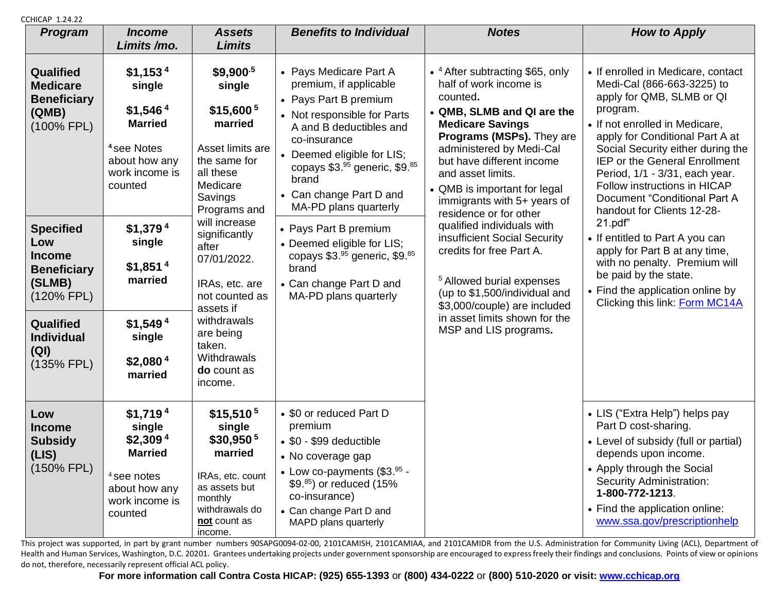CCHICAP 1.24.22

| Program | Income Limits /mo. | Assets Limits | Benefits to Individual | Notes | How to Apply |
|---|---|---|---|---|---|
| **Qualified Medicare Beneficiary (QMB)** (100% FPL) | **$1,153** [4] **single**<br><br>**$1,546** [4] **Married**<br><br>[4] see Notes about how any work income is counted | **$9,900** [5] **single**<br><br>**$15,600** [5] **married**<br><br>Asset limits are the same for all these Medicare Savings Programs and will increase significantly after 07/01/2022.<br><br>IRAs, etc. are not counted as assets if withdrawals are being taken. Withdrawals **do** count as income. | • Pays Medicare Part A premium, if applicable<br>• Pays Part B premium<br>• Not responsible for Parts A and B deductibles and co-insurance<br>• Deemed eligible for LIS; copays $3.[95] generic, $9.[85] brand<br>• Can change Part D and MA-PD plans quarterly | • [4] After subtracting $65, only half of work income is counted.<br>• **QMB, SLMB and QI are the Medicare Savings Programs (MSPs).** They are administered by Medi-Cal but have different income and asset limits.<br>• QMB is important for legal immigrants with 5+ years of residence or for other qualified individuals with insufficient Social Security credits for free Part A.<br><br>[5] Allowed burial expenses (up to $1,500/individual and $3,000/couple) are included in asset limits shown for the MSP and LIS programs. | • If enrolled in Medicare, contact Medi-Cal (866-663-3225) to apply for QMB, SLMB or QI program.<br>• If not enrolled in Medicare, apply for Conditional Part A at Social Security either during the IEP or the General Enrollment Period, 1/1 - 3/31, each year. Follow instructions in HICAP Document "Conditional Part A handout for Clients 12-28-21.pdf"<br>• If entitled to Part A you can apply for Part B at any time, with no penalty. Premium will be paid by the state.<br>• Find the application online by Clicking this link: Form MC14A |
| **Specified Low Income Beneficiary (SLMB)** (120% FPL) | **$1,379** [4] **single**<br><br>**$1,851** [4] **married** | | • Pays Part B premium<br>• Deemed eligible for LIS; copays $3.[95] generic, $9.[85] brand<br>• Can change Part D and MA-PD plans quarterly | | |
| **Qualified Individual (QI)** (135% FPL) | **$1,549** [4] **single**<br><br>**$2,080** [4] **married** | | | | |
| **Low Income Subsidy (LIS)** (150% FPL) | **$1,719** [4] **single**<br>**$2,309** [4] **Married**<br><br>[4] see notes about how any work income is counted | **$15,510** [5] **single**<br>**$30,950** [5] **married**<br><br>IRAs, etc. count as assets but monthly withdrawals do **not** count as income. | • $0 or reduced Part D premium<br>• $0 - $99 deductible<br>• No coverage gap<br>• Low co-payments ($3.[95] - $9.[85]) or reduced (15% co-insurance)<br>• Can change Part D and MAPD plans quarterly | | • LIS ("Extra Help") helps pay Part D cost-sharing.<br>• Level of subsidy (full or partial) depends upon income.<br>• Apply through the Social Security Administration: **1-800-772-1213**.<br>• Find the application online: www.ssa.gov/prescriptionhelp |

This project was supported, in part by grant number numbers 90SAPG0094-02-00, 2101CAMISH, 2101CAMIAA, and 2101CAMIDR from the U.S. Administration for Community Living (ACL), Department of Health and Human Services, Washington, D.C. 20201. Grantees undertaking projects under government sponsorship are encouraged to express freely their findings and conclusions. Points of view or opinions do not, therefore, necessarily represent official ACL policy.

**For more information call Contra Costa HICAP: (925) 655-1393** or **(800) 434-0222** or **(800) 510-2020 or visit: www.cchicap.org**